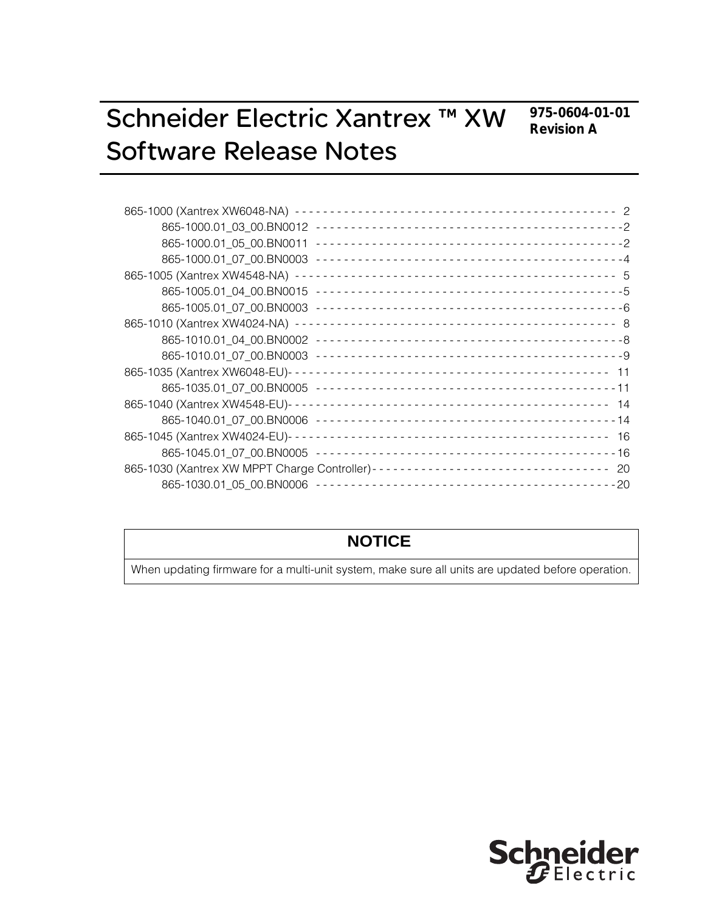# Schneider Electric Xantrex ™ XW Software Release Notes

**975-0604-01-01**
**Revision A**

- 865-1000 (Xantrex XW6048-NA) - - - - - - - - - - - - - - - - - - - - - - - - - - - - - - - - - - - - - - - - - - 2
  - 865-1000.01_03_00.BN0012 - - - - - - - - - - - - - - - - - - - - - - - - - - - - - - - - - - - - - - - - - 2
  - 865-1000.01_05_00.BN0011 - - - - - - - - - - - - - - - - - - - - - - - - - - - - - - - - - - - - - - - - - 2
  - 865-1000.01_07_00.BN0003 - - - - - - - - - - - - - - - - - - - - - - - - - - - - - - - - - - - - - - - - - 4
- 865-1005 (Xantrex XW4548-NA) - - - - - - - - - - - - - - - - - - - - - - - - - - - - - - - - - - - - - - - - - - 5
  - 865-1005.01_04_00.BN0015 - - - - - - - - - - - - - - - - - - - - - - - - - - - - - - - - - - - - - - - - - 5
  - 865-1005.01_07_00.BN0003 - - - - - - - - - - - - - - - - - - - - - - - - - - - - - - - - - - - - - - - - - 6
- 865-1010 (Xantrex XW4024-NA) - - - - - - - - - - - - - - - - - - - - - - - - - - - - - - - - - - - - - - - - - - 8
  - 865-1010.01_04_00.BN0002 - - - - - - - - - - - - - - - - - - - - - - - - - - - - - - - - - - - - - - - - - 8
  - 865-1010.01_07_00.BN0003 - - - - - - - - - - - - - - - - - - - - - - - - - - - - - - - - - - - - - - - - - 9
- 865-1035 (Xantrex XW6048-EU)- - - - - - - - - - - - - - - - - - - - - - - - - - - - - - - - - - - - - - - - - - 11
  - 865-1035.01_07_00.BN0005 - - - - - - - - - - - - - - - - - - - - - - - - - - - - - - - - - - - - - - - - - 11
- 865-1040 (Xantrex XW4548-EU)- - - - - - - - - - - - - - - - - - - - - - - - - - - - - - - - - - - - - - - - - - 14
  - 865-1040.01_07_00.BN0006 - - - - - - - - - - - - - - - - - - - - - - - - - - - - - - - - - - - - - - - - - 14
- 865-1045 (Xantrex XW4024-EU)- - - - - - - - - - - - - - - - - - - - - - - - - - - - - - - - - - - - - - - - - - 16
  - 865-1045.01_07_00.BN0005 - - - - - - - - - - - - - - - - - - - - - - - - - - - - - - - - - - - - - - - - - 16
- 865-1030 (Xantrex XW MPPT Charge Controller) - - - - - - - - - - - - - - - - - - - - - - - - - - - - - - - - 20
  - 865-1030.01_05_00.BN0006 - - - - - - - - - - - - - - - - - - - - - - - - - - - - - - - - - - - - - - - - - 20

| NOTICE |
| --- |
| When updating firmware for a multi-unit system, make sure all units are updated before operation. |

Schneider Electric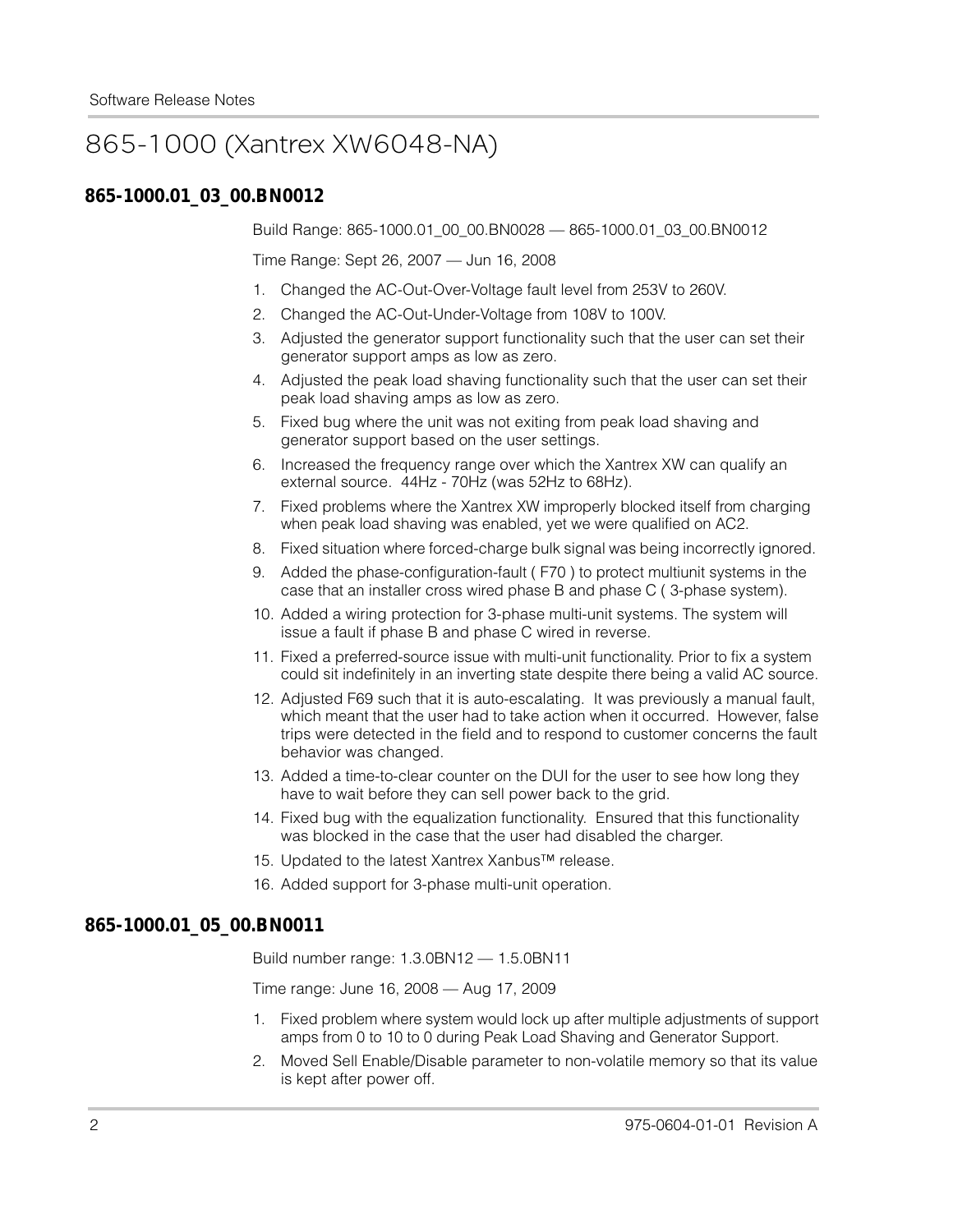# 865-1000 (Xantrex XW6048-NA)

## 865-1000.01_03_00.BN0012

Build Range: 865-1000.01_00_00.BN0028 — 865-1000.01_03_00.BN0012

Time Range: Sept 26, 2007 — Jun 16, 2008

1. Changed the AC-Out-Over-Voltage fault level from 253V to 260V.
2. Changed the AC-Out-Under-Voltage from 108V to 100V.
3. Adjusted the generator support functionality such that the user can set their generator support amps as low as zero.
4. Adjusted the peak load shaving functionality such that the user can set their peak load shaving amps as low as zero.
5. Fixed bug where the unit was not exiting from peak load shaving and generator support based on the user settings.
6. Increased the frequency range over which the Xantrex XW can qualify an external source. 44Hz - 70Hz (was 52Hz to 68Hz).
7. Fixed problems where the Xantrex XW improperly blocked itself from charging when peak load shaving was enabled, yet we were qualified on AC2.
8. Fixed situation where forced-charge bulk signal was being incorrectly ignored.
9. Added the phase-configuration-fault ( F70 ) to protect multiunit systems in the case that an installer cross wired phase B and phase C ( 3-phase system).
10. Added a wiring protection for 3-phase multi-unit systems. The system will issue a fault if phase B and phase C wired in reverse.
11. Fixed a preferred-source issue with multi-unit functionality. Prior to fix a system could sit indefinitely in an inverting state despite there being a valid AC source.
12. Adjusted F69 such that it is auto-escalating. It was previously a manual fault, which meant that the user had to take action when it occurred. However, false trips were detected in the field and to respond to customer concerns the fault behavior was changed.
13. Added a time-to-clear counter on the DUI for the user to see how long they have to wait before they can sell power back to the grid.
14. Fixed bug with the equalization functionality. Ensured that this functionality was blocked in the case that the user had disabled the charger.
15. Updated to the latest Xantrex Xanbus™ release.
16. Added support for 3-phase multi-unit operation.

## 865-1000.01_05_00.BN0011

Build number range: 1.3.0BN12 — 1.5.0BN11

Time range: June 16, 2008 — Aug 17, 2009

1. Fixed problem where system would lock up after multiple adjustments of support amps from 0 to 10 to 0 during Peak Load Shaving and Generator Support.
2. Moved Sell Enable/Disable parameter to non-volatile memory so that its value is kept after power off.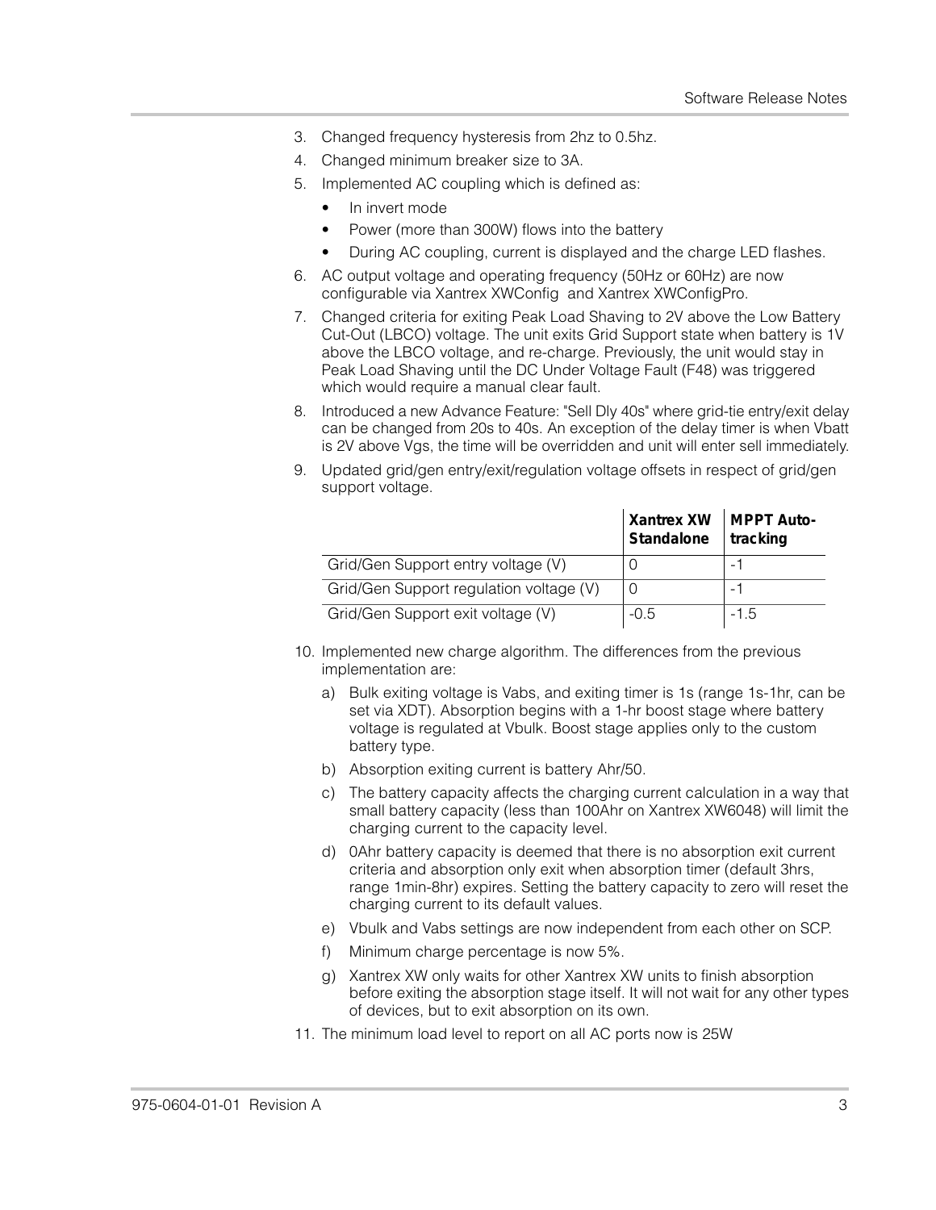3. Changed frequency hysteresis from 2hz to 0.5hz.
4. Changed minimum breaker size to 3A.
5. Implemented AC coupling which is defined as:
   - In invert mode
   - Power (more than 300W) flows into the battery
   - During AC coupling, current is displayed and the charge LED flashes.
6. AC output voltage and operating frequency (50Hz or 60Hz) are now configurable via Xantrex XWConfig and Xantrex XWConfigPro.
7. Changed criteria for exiting Peak Load Shaving to 2V above the Low Battery Cut-Out (LBCO) voltage. The unit exits Grid Support state when battery is 1V above the LBCO voltage, and re-charge. Previously, the unit would stay in Peak Load Shaving until the DC Under Voltage Fault (F48) was triggered which would require a manual clear fault.
8. Introduced a new Advance Feature: "Sell Dly 40s" where grid-tie entry/exit delay can be changed from 20s to 40s. An exception of the delay timer is when Vbatt is 2V above Vgs, the time will be overridden and unit will enter sell immediately.
9. Updated grid/gen entry/exit/regulation voltage offsets in respect of grid/gen support voltage.

| | **Xantrex XW Standalone** | **MPPT Auto-tracking** |
|---|---|---|
| Grid/Gen Support entry voltage (V) | 0 | -1 |
| Grid/Gen Support regulation voltage (V) | 0 | -1 |
| Grid/Gen Support exit voltage (V) | -0.5 | -1.5 |

10. Implemented new charge algorithm. The differences from the previous implementation are:
    a) Bulk exiting voltage is Vabs, and exiting timer is 1s (range 1s-1hr, can be set via XDT). Absorption begins with a 1-hr boost stage where battery voltage is regulated at Vbulk. Boost stage applies only to the custom battery type.
    b) Absorption exiting current is battery Ahr/50.
    c) The battery capacity affects the charging current calculation in a way that small battery capacity (less than 100Ahr on Xantrex XW6048) will limit the charging current to the capacity level.
    d) 0Ahr battery capacity is deemed that there is no absorption exit current criteria and absorption only exit when absorption timer (default 3hrs, range 1min-8hr) expires. Setting the battery capacity to zero will reset the charging current to its default values.
    e) Vbulk and Vabs settings are now independent from each other on SCP.
    f) Minimum charge percentage is now 5%.
    g) Xantrex XW only waits for other Xantrex XW units to finish absorption before exiting the absorption stage itself. It will not wait for any other types of devices, but to exit absorption on its own.
11. The minimum load level to report on all AC ports now is 25W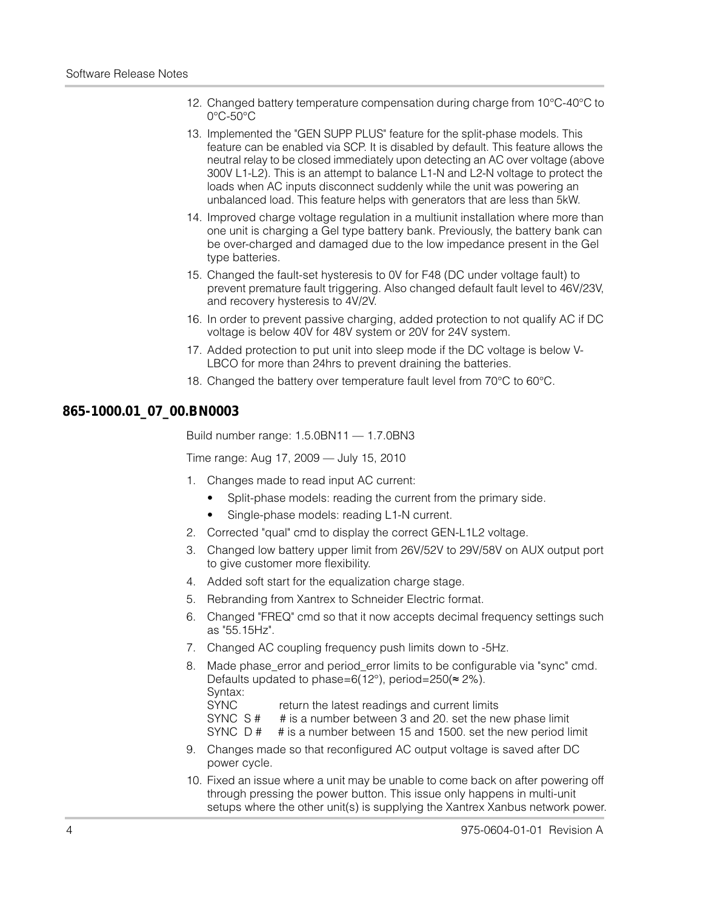12. Changed battery temperature compensation during charge from 10°C-40°C to 0°C-50°C
13. Implemented the "GEN SUPP PLUS" feature for the split-phase models. This feature can be enabled via SCP. It is disabled by default. This feature allows the neutral relay to be closed immediately upon detecting an AC over voltage (above 300V L1-L2). This is an attempt to balance L1-N and L2-N voltage to protect the loads when AC inputs disconnect suddenly while the unit was powering an unbalanced load. This feature helps with generators that are less than 5kW.
14. Improved charge voltage regulation in a multiunit installation where more than one unit is charging a Gel type battery bank. Previously, the battery bank can be over-charged and damaged due to the low impedance present in the Gel type batteries.
15. Changed the fault-set hysteresis to 0V for F48 (DC under voltage fault) to prevent premature fault triggering. Also changed default fault level to 46V/23V, and recovery hysteresis to 4V/2V.
16. In order to prevent passive charging, added protection to not qualify AC if DC voltage is below 40V for 48V system or 20V for 24V system.
17. Added protection to put unit into sleep mode if the DC voltage is below V-LBCO for more than 24hrs to prevent draining the batteries.
18. Changed the battery over temperature fault level from 70°C to 60°C.

## 865-1000.01_07_00.BN0003

Build number range: 1.5.0BN11 — 1.7.0BN3

Time range: Aug 17, 2009 — July 15, 2010

1. Changes made to read input AC current:
   - Split-phase models: reading the current from the primary side.
   - Single-phase models: reading L1-N current.
2. Corrected "qual" cmd to display the correct GEN-L1L2 voltage.
3. Changed low battery upper limit from 26V/52V to 29V/58V on AUX output port to give customer more flexibility.
4. Added soft start for the equalization charge stage.
5. Rebranding from Xantrex to Schneider Electric format.
6. Changed "FREQ" cmd so that it now accepts decimal frequency settings such as "55.15Hz".
7. Changed AC coupling frequency push limits down to -5Hz.
8. Made phase_error and period_error limits to be configurable via "sync" cmd. Defaults updated to phase=6(12°), period=250(≈ 2%).
   Syntax:
   SYNC       return the latest readings and current limits
   SYNC S #   # is a number between 3 and 20. set the new phase limit
   SYNC D #   # is a number between 15 and 1500. set the new period limit
9. Changes made so that reconfigured AC output voltage is saved after DC power cycle.
10. Fixed an issue where a unit may be unable to come back on after powering off through pressing the power button. This issue only happens in multi-unit setups where the other unit(s) is supplying the Xantrex Xanbus network power.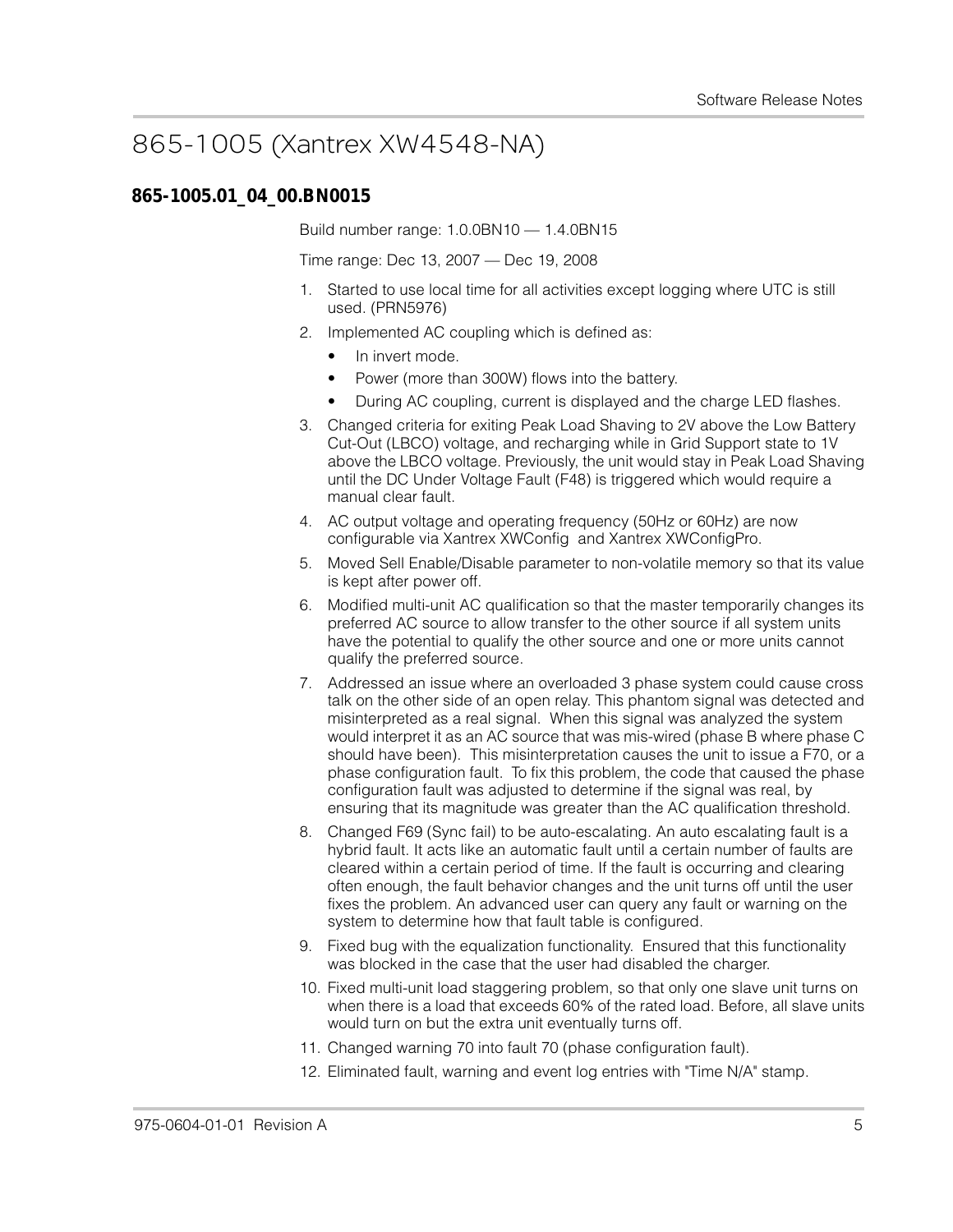# 865-1005 (Xantrex XW4548-NA)

## 865-1005.01_04_00.BN0015

Build number range: 1.0.0BN10 — 1.4.0BN15

Time range: Dec 13, 2007 — Dec 19, 2008

1. Started to use local time for all activities except logging where UTC is still used. (PRN5976)
2. Implemented AC coupling which is defined as:
   - In invert mode.
   - Power (more than 300W) flows into the battery.
   - During AC coupling, current is displayed and the charge LED flashes.
3. Changed criteria for exiting Peak Load Shaving to 2V above the Low Battery Cut-Out (LBCO) voltage, and recharging while in Grid Support state to 1V above the LBCO voltage. Previously, the unit would stay in Peak Load Shaving until the DC Under Voltage Fault (F48) is triggered which would require a manual clear fault.
4. AC output voltage and operating frequency (50Hz or 60Hz) are now configurable via Xantrex XWConfig and Xantrex XWConfigPro.
5. Moved Sell Enable/Disable parameter to non-volatile memory so that its value is kept after power off.
6. Modified multi-unit AC qualification so that the master temporarily changes its preferred AC source to allow transfer to the other source if all system units have the potential to qualify the other source and one or more units cannot qualify the preferred source.
7. Addressed an issue where an overloaded 3 phase system could cause cross talk on the other side of an open relay. This phantom signal was detected and misinterpreted as a real signal. When this signal was analyzed the system would interpret it as an AC source that was mis-wired (phase B where phase C should have been). This misinterpretation causes the unit to issue a F70, or a phase configuration fault. To fix this problem, the code that caused the phase configuration fault was adjusted to determine if the signal was real, by ensuring that its magnitude was greater than the AC qualification threshold.
8. Changed F69 (Sync fail) to be auto-escalating. An auto escalating fault is a hybrid fault. It acts like an automatic fault until a certain number of faults are cleared within a certain period of time. If the fault is occurring and clearing often enough, the fault behavior changes and the unit turns off until the user fixes the problem. An advanced user can query any fault or warning on the system to determine how that fault table is configured.
9. Fixed bug with the equalization functionality. Ensured that this functionality was blocked in the case that the user had disabled the charger.
10. Fixed multi-unit load staggering problem, so that only one slave unit turns on when there is a load that exceeds 60% of the rated load. Before, all slave units would turn on but the extra unit eventually turns off.
11. Changed warning 70 into fault 70 (phase configuration fault).
12. Eliminated fault, warning and event log entries with "Time N/A" stamp.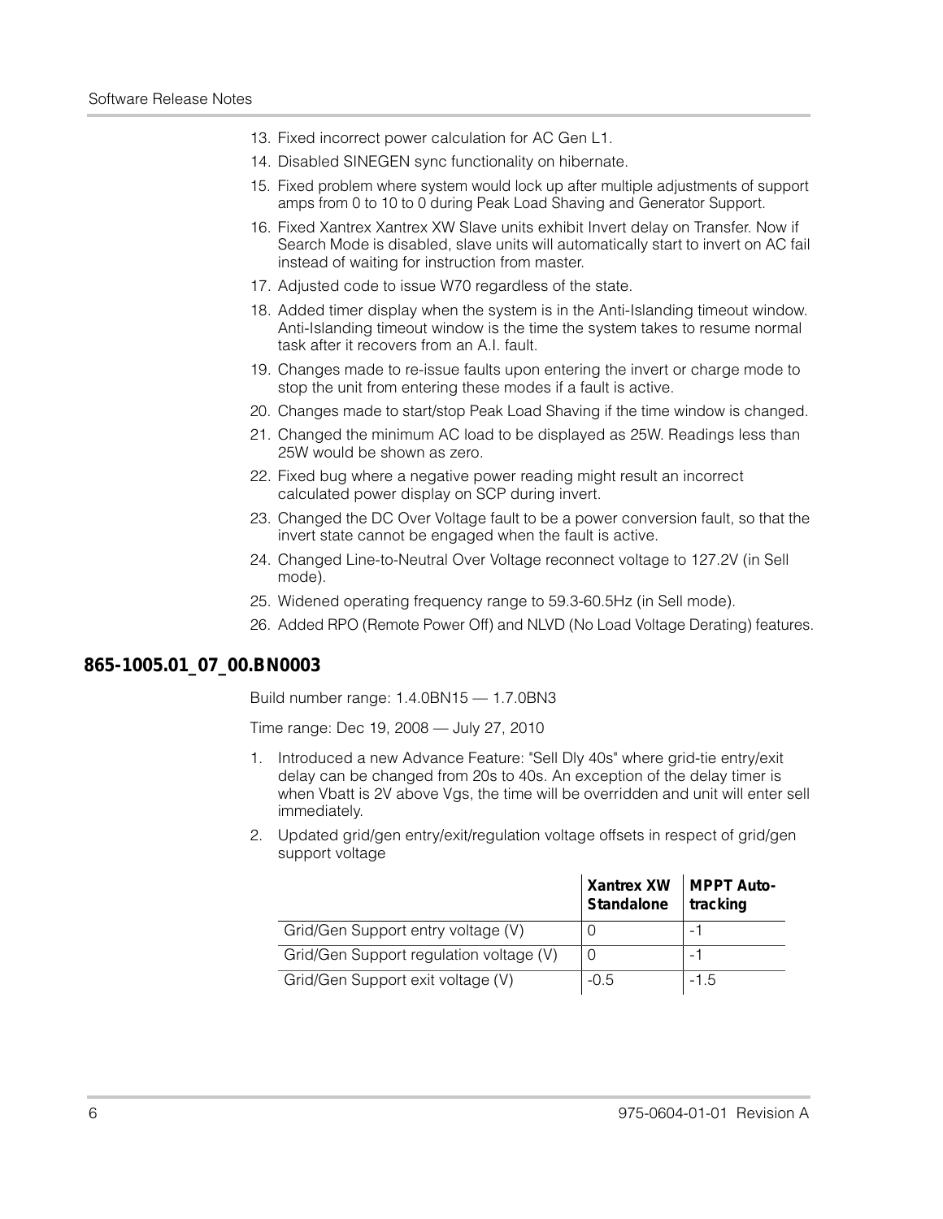13. Fixed incorrect power calculation for AC Gen L1.
14. Disabled SINEGEN sync functionality on hibernate.
15. Fixed problem where system would lock up after multiple adjustments of support amps from 0 to 10 to 0 during Peak Load Shaving and Generator Support.
16. Fixed Xantrex Xantrex XW Slave units exhibit Invert delay on Transfer. Now if Search Mode is disabled, slave units will automatically start to invert on AC fail instead of waiting for instruction from master.
17. Adjusted code to issue W70 regardless of the state.
18. Added timer display when the system is in the Anti-Islanding timeout window. Anti-Islanding timeout window is the time the system takes to resume normal task after it recovers from an A.I. fault.
19. Changes made to re-issue faults upon entering the invert or charge mode to stop the unit from entering these modes if a fault is active.
20. Changes made to start/stop Peak Load Shaving if the time window is changed.
21. Changed the minimum AC load to be displayed as 25W. Readings less than 25W would be shown as zero.
22. Fixed bug where a negative power reading might result an incorrect calculated power display on SCP during invert.
23. Changed the DC Over Voltage fault to be a power conversion fault, so that the invert state cannot be engaged when the fault is active.
24. Changed Line-to-Neutral Over Voltage reconnect voltage to 127.2V (in Sell mode).
25. Widened operating frequency range to 59.3-60.5Hz (in Sell mode).
26. Added RPO (Remote Power Off) and NLVD (No Load Voltage Derating) features.

## 865-1005.01_07_00.BN0003

Build number range: 1.4.0BN15 — 1.7.0BN3

Time range: Dec 19, 2008 — July 27, 2010

1. Introduced a new Advance Feature: "Sell Dly 40s" where grid-tie entry/exit delay can be changed from 20s to 40s. An exception of the delay timer is when Vbatt is 2V above Vgs, the time will be overridden and unit will enter sell immediately.
2. Updated grid/gen entry/exit/regulation voltage offsets in respect of grid/gen support voltage

| | **Xantrex XW Standalone** | **MPPT Auto-tracking** |
|---|---|---|
| Grid/Gen Support entry voltage (V) | 0 | -1 |
| Grid/Gen Support regulation voltage (V) | 0 | -1 |
| Grid/Gen Support exit voltage (V) | -0.5 | -1.5 |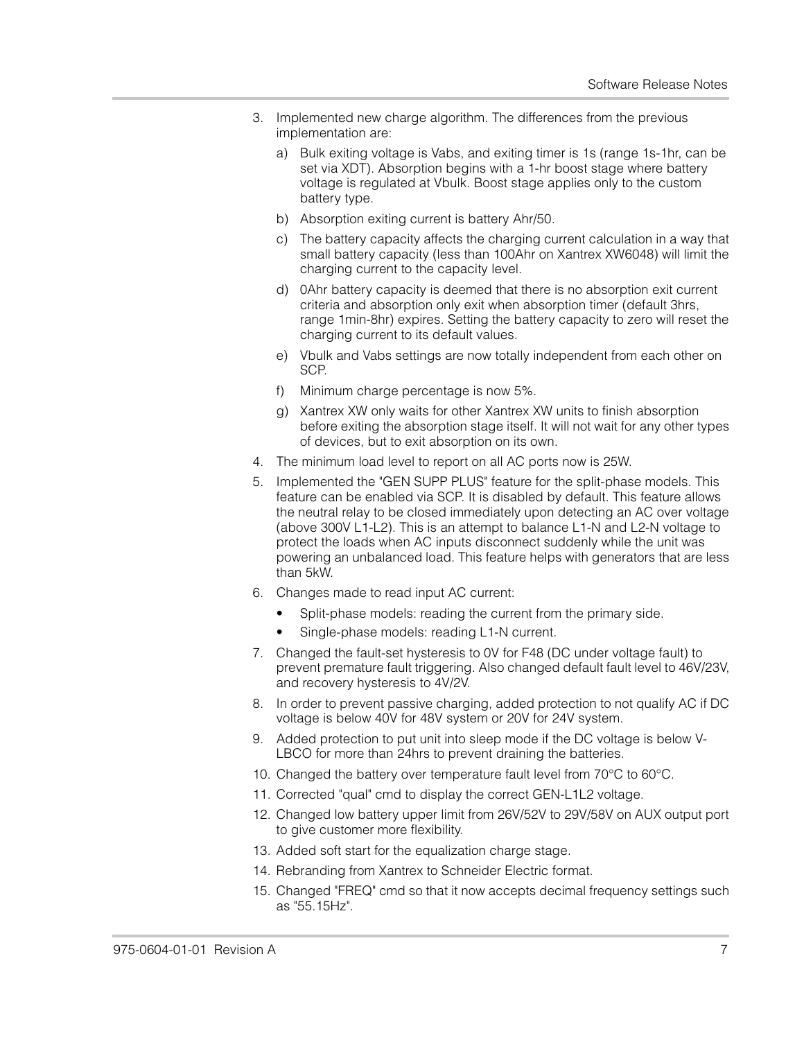3. Implemented new charge algorithm. The differences from the previous implementation are:
   a) Bulk exiting voltage is Vabs, and exiting timer is 1s (range 1s-1hr, can be set via XDT). Absorption begins with a 1-hr boost stage where battery voltage is regulated at Vbulk. Boost stage applies only to the custom battery type.
   b) Absorption exiting current is battery Ahr/50.
   c) The battery capacity affects the charging current calculation in a way that small battery capacity (less than 100Ahr on Xantrex XW6048) will limit the charging current to the capacity level.
   d) 0Ahr battery capacity is deemed that there is no absorption exit current criteria and absorption only exit when absorption timer (default 3hrs, range 1min-8hr) expires. Setting the battery capacity to zero will reset the charging current to its default values.
   e) Vbulk and Vabs settings are now totally independent from each other on SCP.
   f) Minimum charge percentage is now 5%.
   g) Xantrex XW only waits for other Xantrex XW units to finish absorption before exiting the absorption stage itself. It will not wait for any other types of devices, but to exit absorption on its own.
4. The minimum load level to report on all AC ports now is 25W.
5. Implemented the "GEN SUPP PLUS" feature for the split-phase models. This feature can be enabled via SCP. It is disabled by default. This feature allows the neutral relay to be closed immediately upon detecting an AC over voltage (above 300V L1-L2). This is an attempt to balance L1-N and L2-N voltage to protect the loads when AC inputs disconnect suddenly while the unit was powering an unbalanced load. This feature helps with generators that are less than 5kW.
6. Changes made to read input AC current:
   - Split-phase models: reading the current from the primary side.
   - Single-phase models: reading L1-N current.
7. Changed the fault-set hysteresis to 0V for F48 (DC under voltage fault) to prevent premature fault triggering. Also changed default fault level to 46V/23V, and recovery hysteresis to 4V/2V.
8. In order to prevent passive charging, added protection to not qualify AC if DC voltage is below 40V for 48V system or 20V for 24V system.
9. Added protection to put unit into sleep mode if the DC voltage is below V-LBCO for more than 24hrs to prevent draining the batteries.
10. Changed the battery over temperature fault level from 70°C to 60°C.
11. Corrected "qual" cmd to display the correct GEN-L1L2 voltage.
12. Changed low battery upper limit from 26V/52V to 29V/58V on AUX output port to give customer more flexibility.
13. Added soft start for the equalization charge stage.
14. Rebranding from Xantrex to Schneider Electric format.
15. Changed "FREQ" cmd so that it now accepts decimal frequency settings such as "55.15Hz".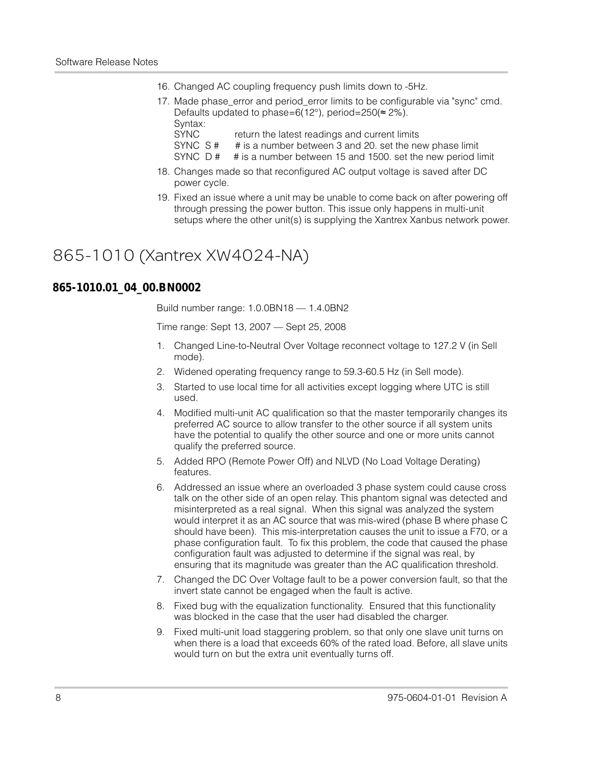16. Changed AC coupling frequency push limits down to -5Hz.
17. Made phase_error and period_error limits to be configurable via "sync" cmd. Defaults updated to phase=6(12°), period=250(≈ 2%).
    Syntax:
    SYNC           return the latest readings and current limits
    SYNC  S #      # is a number between 3 and 20. set the new phase limit
    SYNC  D #      # is a number between 15 and 1500. set the new period limit
18. Changes made so that reconfigured AC output voltage is saved after DC power cycle.
19. Fixed an issue where a unit may be unable to come back on after powering off through pressing the power button. This issue only happens in multi-unit setups where the other unit(s) is supplying the Xantrex Xanbus network power.

# 865-1010 (Xantrex XW4024-NA)

## 865-1010.01_04_00.BN0002

Build number range: 1.0.0BN18 — 1.4.0BN2

Time range: Sept 13, 2007 — Sept 25, 2008

1. Changed Line-to-Neutral Over Voltage reconnect voltage to 127.2 V (in Sell mode).
2. Widened operating frequency range to 59.3-60.5 Hz (in Sell mode).
3. Started to use local time for all activities except logging where UTC is still used.
4. Modified multi-unit AC qualification so that the master temporarily changes its preferred AC source to allow transfer to the other source if all system units have the potential to qualify the other source and one or more units cannot qualify the preferred source.
5. Added RPO (Remote Power Off) and NLVD (No Load Voltage Derating) features.
6. Addressed an issue where an overloaded 3 phase system could cause cross talk on the other side of an open relay. This phantom signal was detected and misinterpreted as a real signal. When this signal was analyzed the system would interpret it as an AC source that was mis-wired (phase B where phase C should have been). This mis-interpretation causes the unit to issue a F70, or a phase configuration fault. To fix this problem, the code that caused the phase configuration fault was adjusted to determine if the signal was real, by ensuring that its magnitude was greater than the AC qualification threshold.
7. Changed the DC Over Voltage fault to be a power conversion fault, so that the invert state cannot be engaged when the fault is active.
8. Fixed bug with the equalization functionality. Ensured that this functionality was blocked in the case that the user had disabled the charger.
9. Fixed multi-unit load staggering problem, so that only one slave unit turns on when there is a load that exceeds 60% of the rated load. Before, all slave units would turn on but the extra unit eventually turns off.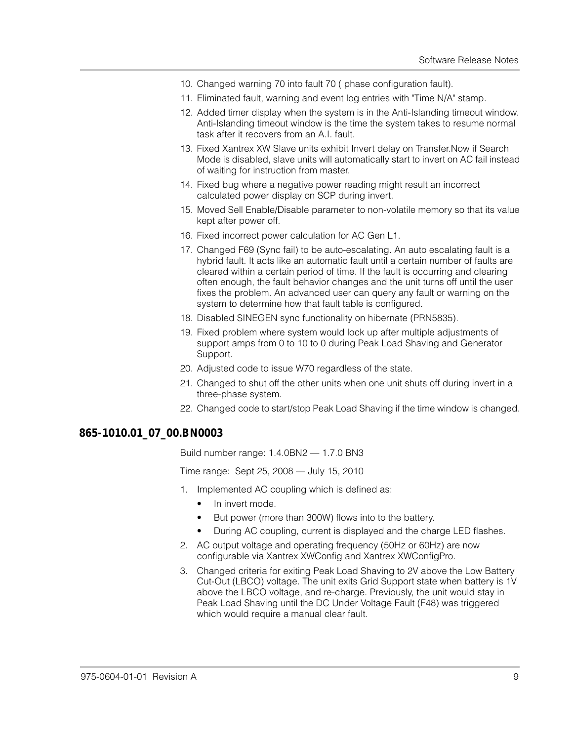10. Changed warning 70 into fault 70 ( phase configuration fault).
11. Eliminated fault, warning and event log entries with "Time N/A" stamp.
12. Added timer display when the system is in the Anti-Islanding timeout window. Anti-Islanding timeout window is the time the system takes to resume normal task after it recovers from an A.I. fault.
13. Fixed Xantrex XW Slave units exhibit Invert delay on Transfer.Now if Search Mode is disabled, slave units will automatically start to invert on AC fail instead of waiting for instruction from master.
14. Fixed bug where a negative power reading might result an incorrect calculated power display on SCP during invert.
15. Moved Sell Enable/Disable parameter to non-volatile memory so that its value kept after power off.
16. Fixed incorrect power calculation for AC Gen L1.
17. Changed F69 (Sync fail) to be auto-escalating. An auto escalating fault is a hybrid fault. It acts like an automatic fault until a certain number of faults are cleared within a certain period of time. If the fault is occurring and clearing often enough, the fault behavior changes and the unit turns off until the user fixes the problem. An advanced user can query any fault or warning on the system to determine how that fault table is configured.
18. Disabled SINEGEN sync functionality on hibernate (PRN5835).
19. Fixed problem where system would lock up after multiple adjustments of support amps from 0 to 10 to 0 during Peak Load Shaving and Generator Support.
20. Adjusted code to issue W70 regardless of the state.
21. Changed to shut off the other units when one unit shuts off during invert in a three-phase system.
22. Changed code to start/stop Peak Load Shaving if the time window is changed.

## 865-1010.01_07_00.BN0003

Build number range: 1.4.0BN2 — 1.7.0 BN3

Time range: Sept 25, 2008 — July 15, 2010

1. Implemented AC coupling which is defined as:
   - In invert mode.
   - But power (more than 300W) flows into to the battery.
   - During AC coupling, current is displayed and the charge LED flashes.
2. AC output voltage and operating frequency (50Hz or 60Hz) are now configurable via Xantrex XWConfig and Xantrex XWConfigPro.
3. Changed criteria for exiting Peak Load Shaving to 2V above the Low Battery Cut-Out (LBCO) voltage. The unit exits Grid Support state when battery is 1V above the LBCO voltage, and re-charge. Previously, the unit would stay in Peak Load Shaving until the DC Under Voltage Fault (F48) was triggered which would require a manual clear fault.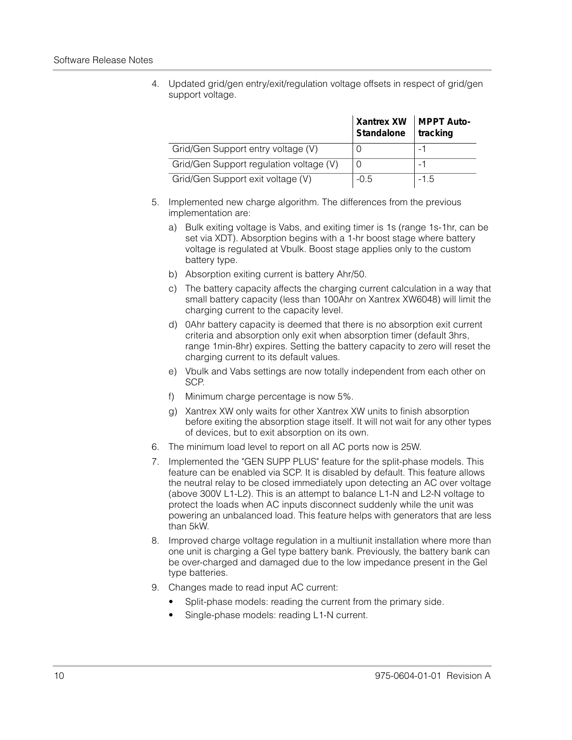4. Updated grid/gen entry/exit/regulation voltage offsets in respect of grid/gen support voltage.

| | **Xantrex XW Standalone** | **MPPT Auto-tracking** |
|---|---|---|
| Grid/Gen Support entry voltage (V) | 0 | -1 |
| Grid/Gen Support regulation voltage (V) | 0 | -1 |
| Grid/Gen Support exit voltage (V) | -0.5 | -1.5 |

5. Implemented new charge algorithm. The differences from the previous implementation are:
   a) Bulk exiting voltage is Vabs, and exiting timer is 1s (range 1s-1hr, can be set via XDT). Absorption begins with a 1-hr boost stage where battery voltage is regulated at Vbulk. Boost stage applies only to the custom battery type.
   b) Absorption exiting current is battery Ahr/50.
   c) The battery capacity affects the charging current calculation in a way that small battery capacity (less than 100Ahr on Xantrex XW6048) will limit the charging current to the capacity level.
   d) 0Ahr battery capacity is deemed that there is no absorption exit current criteria and absorption only exit when absorption timer (default 3hrs, range 1min-8hr) expires. Setting the battery capacity to zero will reset the charging current to its default values.
   e) Vbulk and Vabs settings are now totally independent from each other on SCP.
   f) Minimum charge percentage is now 5%.
   g) Xantrex XW only waits for other Xantrex XW units to finish absorption before exiting the absorption stage itself. It will not wait for any other types of devices, but to exit absorption on its own.
6. The minimum load level to report on all AC ports now is 25W.
7. Implemented the "GEN SUPP PLUS" feature for the split-phase models. This feature can be enabled via SCP. It is disabled by default. This feature allows the neutral relay to be closed immediately upon detecting an AC over voltage (above 300V L1-L2). This is an attempt to balance L1-N and L2-N voltage to protect the loads when AC inputs disconnect suddenly while the unit was powering an unbalanced load. This feature helps with generators that are less than 5kW.
8. Improved charge voltage regulation in a multiunit installation where more than one unit is charging a Gel type battery bank. Previously, the battery bank can be over-charged and damaged due to the low impedance present in the Gel type batteries.
9. Changes made to read input AC current:
   - Split-phase models: reading the current from the primary side.
   - Single-phase models: reading L1-N current.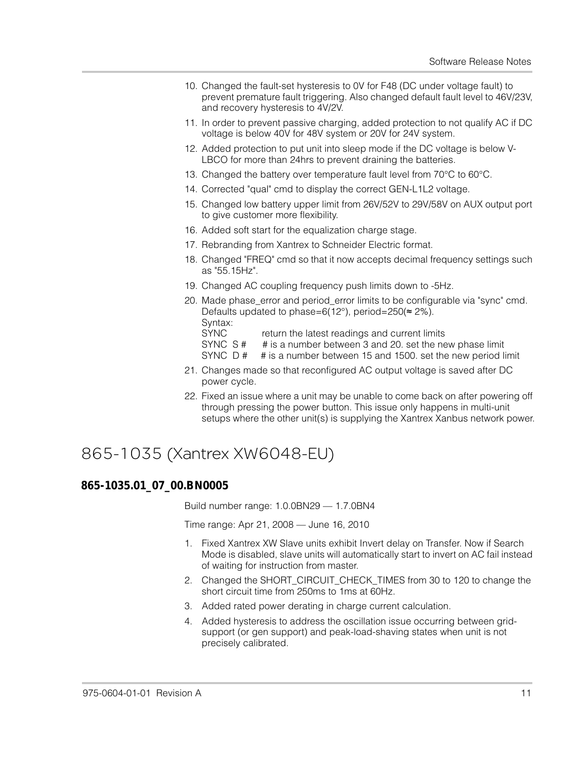10. Changed the fault-set hysteresis to 0V for F48 (DC under voltage fault) to prevent premature fault triggering. Also changed default fault level to 46V/23V, and recovery hysteresis to 4V/2V.
11. In order to prevent passive charging, added protection to not qualify AC if DC voltage is below 40V for 48V system or 20V for 24V system.
12. Added protection to put unit into sleep mode if the DC voltage is below V-LBCO for more than 24hrs to prevent draining the batteries.
13. Changed the battery over temperature fault level from 70°C to 60°C.
14. Corrected "qual" cmd to display the correct GEN-L1L2 voltage.
15. Changed low battery upper limit from 26V/52V to 29V/58V on AUX output port to give customer more flexibility.
16. Added soft start for the equalization charge stage.
17. Rebranding from Xantrex to Schneider Electric format.
18. Changed "FREQ" cmd so that it now accepts decimal frequency settings such as "55.15Hz".
19. Changed AC coupling frequency push limits down to -5Hz.
20. Made phase_error and period_error limits to be configurable via "sync" cmd. Defaults updated to phase=6(12°), period=250(≈ 2%).
    Syntax:
    SYNC return the latest readings and current limits
    SYNC S # # is a number between 3 and 20. set the new phase limit
    SYNC D # # is a number between 15 and 1500. set the new period limit
21. Changes made so that reconfigured AC output voltage is saved after DC power cycle.
22. Fixed an issue where a unit may be unable to come back on after powering off through pressing the power button. This issue only happens in multi-unit setups where the other unit(s) is supplying the Xantrex Xanbus network power.

# 865-1035 (Xantrex XW6048-EU)

## 865-1035.01_07_00.BN0005

Build number range: 1.0.0BN29 — 1.7.0BN4

Time range: Apr 21, 2008 — June 16, 2010

1. Fixed Xantrex XW Slave units exhibit Invert delay on Transfer. Now if Search Mode is disabled, slave units will automatically start to invert on AC fail instead of waiting for instruction from master.
2. Changed the SHORT_CIRCUIT_CHECK_TIMES from 30 to 120 to change the short circuit time from 250ms to 1ms at 60Hz.
3. Added rated power derating in charge current calculation.
4. Added hysteresis to address the oscillation issue occurring between grid-support (or gen support) and peak-load-shaving states when unit is not precisely calibrated.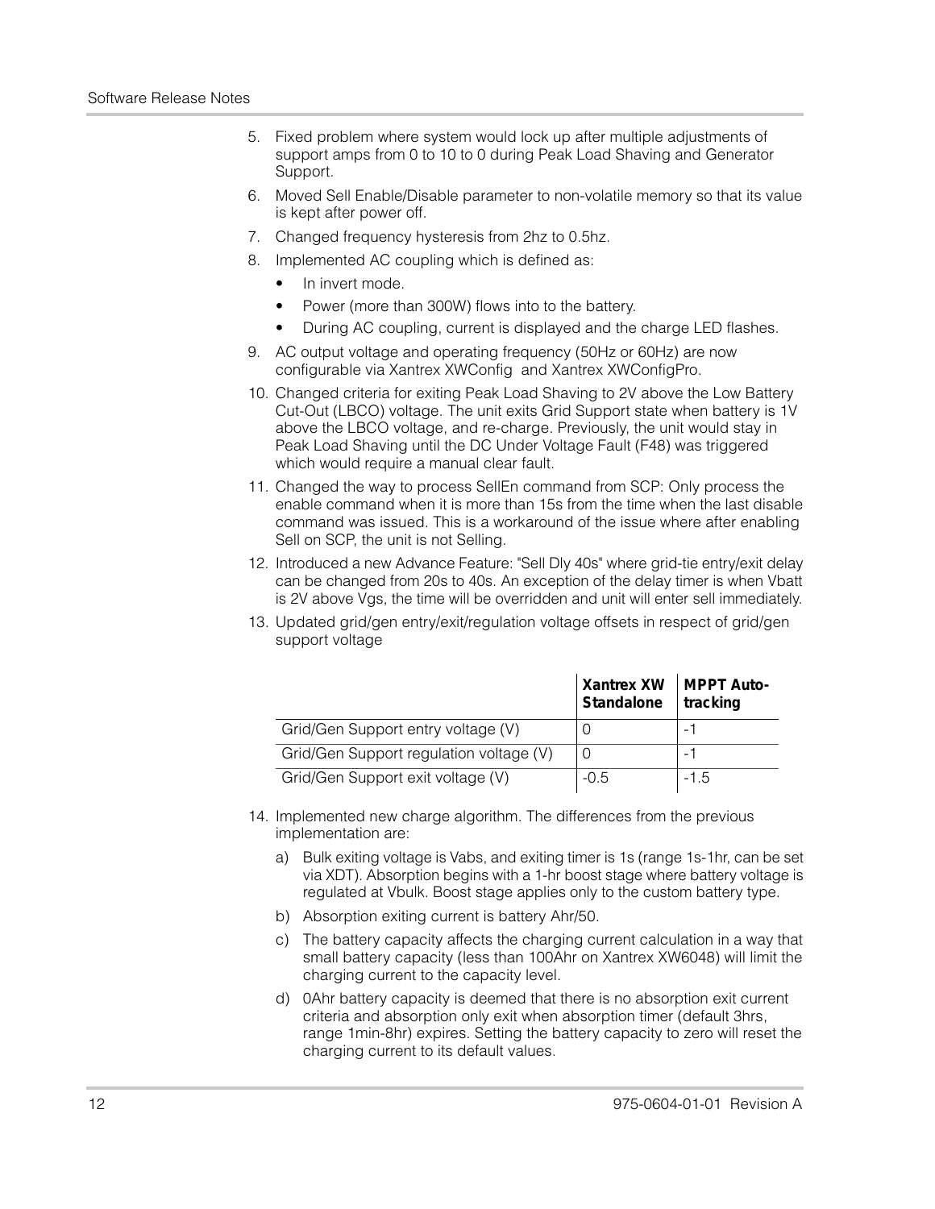5. Fixed problem where system would lock up after multiple adjustments of support amps from 0 to 10 to 0 during Peak Load Shaving and Generator Support.
6. Moved Sell Enable/Disable parameter to non-volatile memory so that its value is kept after power off.
7. Changed frequency hysteresis from 2hz to 0.5hz.
8. Implemented AC coupling which is defined as:
   - In invert mode.
   - Power (more than 300W) flows into to the battery.
   - During AC coupling, current is displayed and the charge LED flashes.
9. AC output voltage and operating frequency (50Hz or 60Hz) are now configurable via Xantrex XWConfig and Xantrex XWConfigPro.
10. Changed criteria for exiting Peak Load Shaving to 2V above the Low Battery Cut-Out (LBCO) voltage. The unit exits Grid Support state when battery is 1V above the LBCO voltage, and re-charge. Previously, the unit would stay in Peak Load Shaving until the DC Under Voltage Fault (F48) was triggered which would require a manual clear fault.
11. Changed the way to process SellEn command from SCP: Only process the enable command when it is more than 15s from the time when the last disable command was issued. This is a workaround of the issue where after enabling Sell on SCP, the unit is not Selling.
12. Introduced a new Advance Feature: "Sell Dly 40s" where grid-tie entry/exit delay can be changed from 20s to 40s. An exception of the delay timer is when Vbatt is 2V above Vgs, the time will be overridden and unit will enter sell immediately.
13. Updated grid/gen entry/exit/regulation voltage offsets in respect of grid/gen support voltage

| | **Xantrex XW Standalone** | **MPPT Auto-tracking** |
|---|---|---|
| Grid/Gen Support entry voltage (V) | 0 | -1 |
| Grid/Gen Support regulation voltage (V) | 0 | -1 |
| Grid/Gen Support exit voltage (V) | -0.5 | -1.5 |

14. Implemented new charge algorithm. The differences from the previous implementation are:
    a) Bulk exiting voltage is Vabs, and exiting timer is 1s (range 1s-1hr, can be set via XDT). Absorption begins with a 1-hr boost stage where battery voltage is regulated at Vbulk. Boost stage applies only to the custom battery type.
    b) Absorption exiting current is battery Ahr/50.
    c) The battery capacity affects the charging current calculation in a way that small battery capacity (less than 100Ahr on Xantrex XW6048) will limit the charging current to the capacity level.
    d) 0Ahr battery capacity is deemed that there is no absorption exit current criteria and absorption only exit when absorption timer (default 3hrs, range 1min-8hr) expires. Setting the battery capacity to zero will reset the charging current to its default values.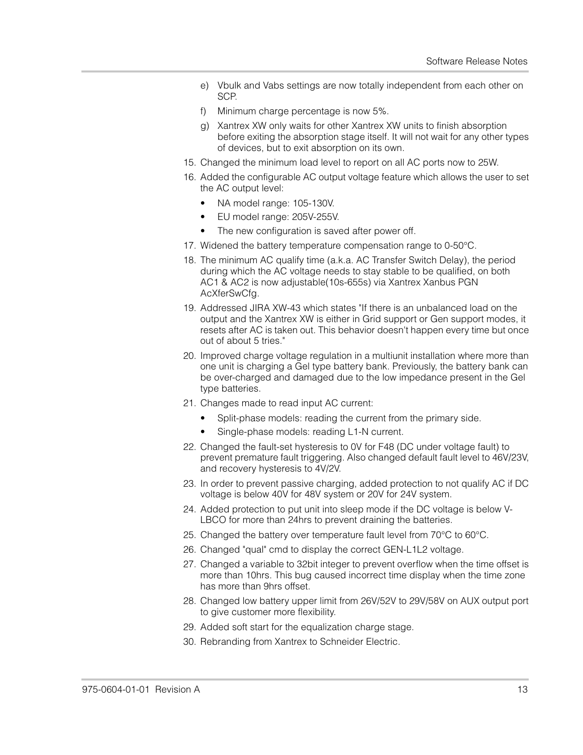e) Vbulk and Vabs settings are now totally independent from each other on SCP.
   f) Minimum charge percentage is now 5%.
   g) Xantrex XW only waits for other Xantrex XW units to finish absorption before exiting the absorption stage itself. It will not wait for any other types of devices, but to exit absorption on its own.

15. Changed the minimum load level to report on all AC ports now to 25W.
16. Added the configurable AC output voltage feature which allows the user to set the AC output level:
    - NA model range: 105-130V.
    - EU model range: 205V-255V.
    - The new configuration is saved after power off.
17. Widened the battery temperature compensation range to 0-50°C.
18. The minimum AC qualify time (a.k.a. AC Transfer Switch Delay), the period during which the AC voltage needs to stay stable to be qualified, on both AC1 & AC2 is now adjustable(10s-655s) via Xantrex Xanbus PGN AcXferSwCfg.
19. Addressed JIRA XW-43 which states "If there is an unbalanced load on the output and the Xantrex XW is either in Grid support or Gen support modes, it resets after AC is taken out. This behavior doesn't happen every time but once out of about 5 tries."
20. Improved charge voltage regulation in a multiunit installation where more than one unit is charging a Gel type battery bank. Previously, the battery bank can be over-charged and damaged due to the low impedance present in the Gel type batteries.
21. Changes made to read input AC current:
    - Split-phase models: reading the current from the primary side.
    - Single-phase models: reading L1-N current.
22. Changed the fault-set hysteresis to 0V for F48 (DC under voltage fault) to prevent premature fault triggering. Also changed default fault level to 46V/23V, and recovery hysteresis to 4V/2V.
23. In order to prevent passive charging, added protection to not qualify AC if DC voltage is below 40V for 48V system or 20V for 24V system.
24. Added protection to put unit into sleep mode if the DC voltage is below V-LBCO for more than 24hrs to prevent draining the batteries.
25. Changed the battery over temperature fault level from 70°C to 60°C.
26. Changed "qual" cmd to display the correct GEN-L1L2 voltage.
27. Changed a variable to 32bit integer to prevent overflow when the time offset is more than 10hrs. This bug caused incorrect time display when the time zone has more than 9hrs offset.
28. Changed low battery upper limit from 26V/52V to 29V/58V on AUX output port to give customer more flexibility.
29. Added soft start for the equalization charge stage.
30. Rebranding from Xantrex to Schneider Electric.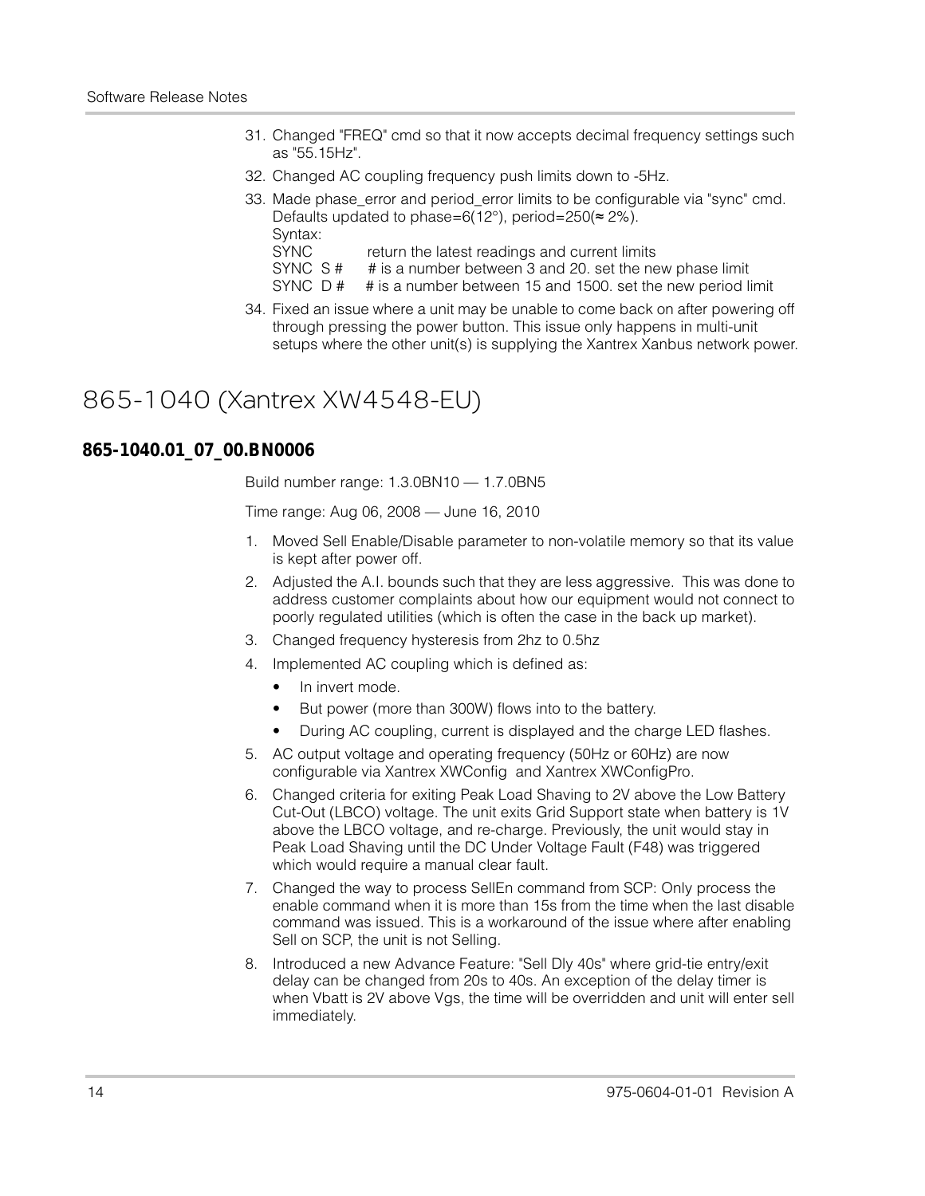31. Changed "FREQ" cmd so that it now accepts decimal frequency settings such as "55.15Hz".
32. Changed AC coupling frequency push limits down to -5Hz.
33. Made phase_error and period_error limits to be configurable via "sync" cmd. Defaults updated to phase=6(12°), period=250(≈ 2%).
    Syntax:
    SYNC     return the latest readings and current limits
    SYNC S #     # is a number between 3 and 20. set the new phase limit
    SYNC D #     # is a number between 15 and 1500. set the new period limit
34. Fixed an issue where a unit may be unable to come back on after powering off through pressing the power button. This issue only happens in multi-unit setups where the other unit(s) is supplying the Xantrex Xanbus network power.

# 865-1040 (Xantrex XW4548-EU)

## 865-1040.01_07_00.BN0006

Build number range: 1.3.0BN10 — 1.7.0BN5

Time range: Aug 06, 2008 — June 16, 2010

1. Moved Sell Enable/Disable parameter to non-volatile memory so that its value is kept after power off.
2. Adjusted the A.I. bounds such that they are less aggressive. This was done to address customer complaints about how our equipment would not connect to poorly regulated utilities (which is often the case in the back up market).
3. Changed frequency hysteresis from 2hz to 0.5hz
4. Implemented AC coupling which is defined as:
    - In invert mode.
    - But power (more than 300W) flows into to the battery.
    - During AC coupling, current is displayed and the charge LED flashes.
5. AC output voltage and operating frequency (50Hz or 60Hz) are now configurable via Xantrex XWConfig and Xantrex XWConfigPro.
6. Changed criteria for exiting Peak Load Shaving to 2V above the Low Battery Cut-Out (LBCO) voltage. The unit exits Grid Support state when battery is 1V above the LBCO voltage, and re-charge. Previously, the unit would stay in Peak Load Shaving until the DC Under Voltage Fault (F48) was triggered which would require a manual clear fault.
7. Changed the way to process SellEn command from SCP: Only process the enable command when it is more than 15s from the time when the last disable command was issued. This is a workaround of the issue where after enabling Sell on SCP, the unit is not Selling.
8. Introduced a new Advance Feature: "Sell Dly 40s" where grid-tie entry/exit delay can be changed from 20s to 40s. An exception of the delay timer is when Vbatt is 2V above Vgs, the time will be overridden and unit will enter sell immediately.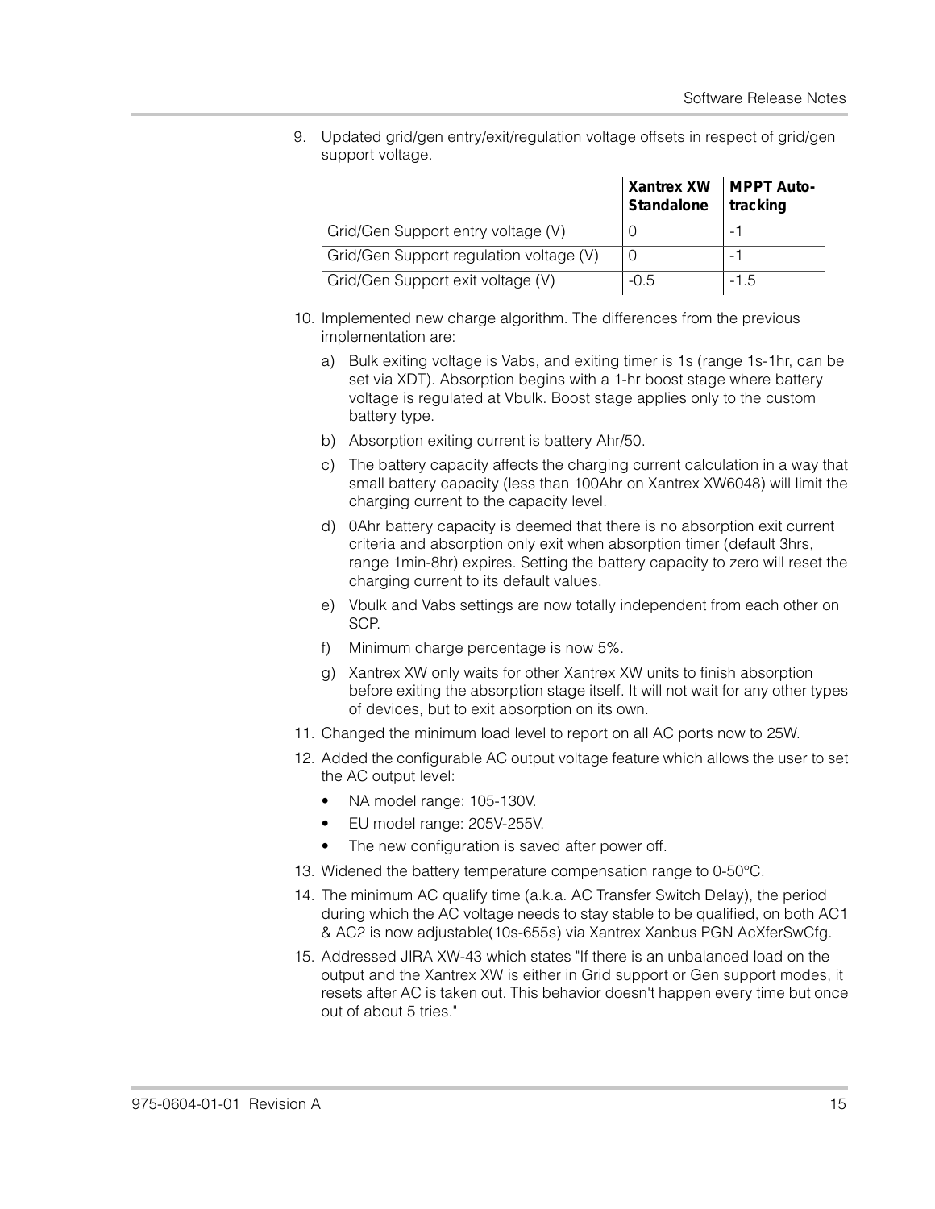9. Updated grid/gen entry/exit/regulation voltage offsets in respect of grid/gen support voltage.

| | Xantrex XW Standalone | MPPT Auto-tracking |
|---|---|---|
| Grid/Gen Support entry voltage (V) | 0 | -1 |
| Grid/Gen Support regulation voltage (V) | 0 | -1 |
| Grid/Gen Support exit voltage (V) | -0.5 | -1.5 |

10. Implemented new charge algorithm. The differences from the previous implementation are:
    a) Bulk exiting voltage is Vabs, and exiting timer is 1s (range 1s-1hr, can be set via XDT). Absorption begins with a 1-hr boost stage where battery voltage is regulated at Vbulk. Boost stage applies only to the custom battery type.
    b) Absorption exiting current is battery Ahr/50.
    c) The battery capacity affects the charging current calculation in a way that small battery capacity (less than 100Ahr on Xantrex XW6048) will limit the charging current to the capacity level.
    d) 0Ahr battery capacity is deemed that there is no absorption exit current criteria and absorption only exit when absorption timer (default 3hrs, range 1min-8hr) expires. Setting the battery capacity to zero will reset the charging current to its default values.
    e) Vbulk and Vabs settings are now totally independent from each other on SCP.
    f) Minimum charge percentage is now 5%.
    g) Xantrex XW only waits for other Xantrex XW units to finish absorption before exiting the absorption stage itself. It will not wait for any other types of devices, but to exit absorption on its own.
11. Changed the minimum load level to report on all AC ports now to 25W.
12. Added the configurable AC output voltage feature which allows the user to set the AC output level:
    - NA model range: 105-130V.
    - EU model range: 205V-255V.
    - The new configuration is saved after power off.
13. Widened the battery temperature compensation range to 0-50°C.
14. The minimum AC qualify time (a.k.a. AC Transfer Switch Delay), the period during which the AC voltage needs to stay stable to be qualified, on both AC1 & AC2 is now adjustable(10s-655s) via Xantrex Xanbus PGN AcXferSwCfg.
15. Addressed JIRA XW-43 which states "If there is an unbalanced load on the output and the Xantrex XW is either in Grid support or Gen support modes, it resets after AC is taken out. This behavior doesn't happen every time but once out of about 5 tries."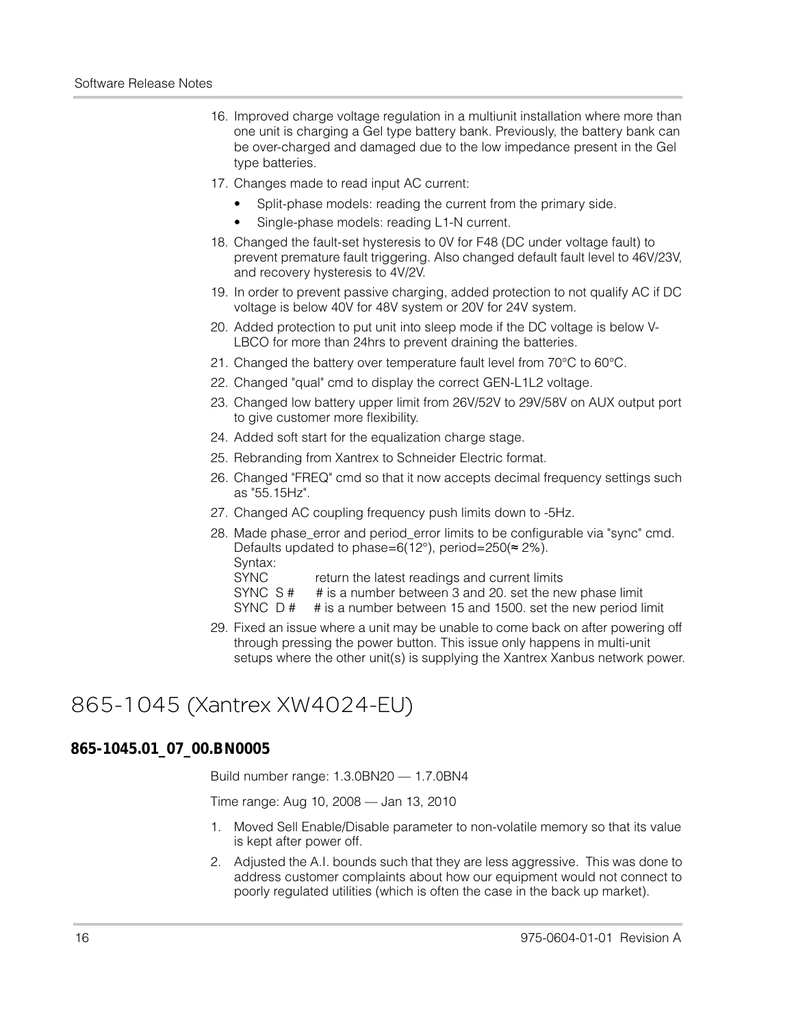16. Improved charge voltage regulation in a multiunit installation where more than one unit is charging a Gel type battery bank. Previously, the battery bank can be over-charged and damaged due to the low impedance present in the Gel type batteries.
17. Changes made to read input AC current:
    - Split-phase models: reading the current from the primary side.
    - Single-phase models: reading L1-N current.
18. Changed the fault-set hysteresis to 0V for F48 (DC under voltage fault) to prevent premature fault triggering. Also changed default fault level to 46V/23V, and recovery hysteresis to 4V/2V.
19. In order to prevent passive charging, added protection to not qualify AC if DC voltage is below 40V for 48V system or 20V for 24V system.
20. Added protection to put unit into sleep mode if the DC voltage is below V-LBCO for more than 24hrs to prevent draining the batteries.
21. Changed the battery over temperature fault level from 70°C to 60°C.
22. Changed "qual" cmd to display the correct GEN-L1L2 voltage.
23. Changed low battery upper limit from 26V/52V to 29V/58V on AUX output port to give customer more flexibility.
24. Added soft start for the equalization charge stage.
25. Rebranding from Xantrex to Schneider Electric format.
26. Changed "FREQ" cmd so that it now accepts decimal frequency settings such as "55.15Hz".
27. Changed AC coupling frequency push limits down to -5Hz.
28. Made phase_error and period_error limits to be configurable via "sync" cmd. Defaults updated to phase=6(12°), period=250(≈ 2%).
    Syntax:
    SYNC return the latest readings and current limits
    SYNC S # # is a number between 3 and 20. set the new phase limit
    SYNC D # # is a number between 15 and 1500. set the new period limit
29. Fixed an issue where a unit may be unable to come back on after powering off through pressing the power button. This issue only happens in multi-unit setups where the other unit(s) is supplying the Xantrex Xanbus network power.

# 865-1045 (Xantrex XW4024-EU)

## 865-1045.01_07_00.BN0005

Build number range: 1.3.0BN20 — 1.7.0BN4

Time range: Aug 10, 2008 — Jan 13, 2010

1. Moved Sell Enable/Disable parameter to non-volatile memory so that its value is kept after power off.
2. Adjusted the A.I. bounds such that they are less aggressive. This was done to address customer complaints about how our equipment would not connect to poorly regulated utilities (which is often the case in the back up market).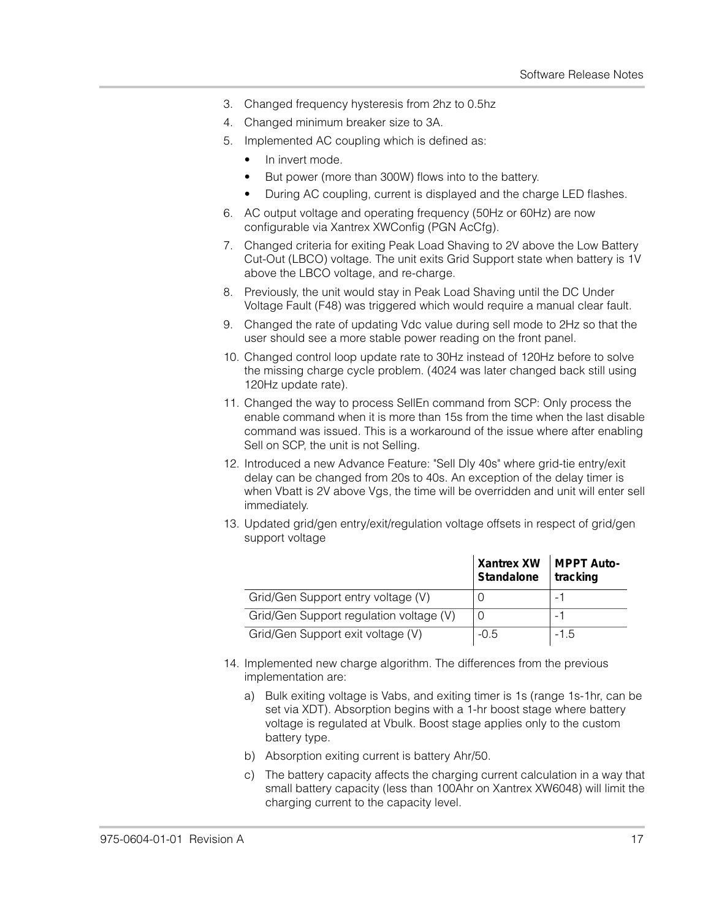3. Changed frequency hysteresis from 2hz to 0.5hz
4. Changed minimum breaker size to 3A.
5. Implemented AC coupling which is defined as:
   - In invert mode.
   - But power (more than 300W) flows into to the battery.
   - During AC coupling, current is displayed and the charge LED flashes.
6. AC output voltage and operating frequency (50Hz or 60Hz) are now configurable via Xantrex XWConfig (PGN AcCfg).
7. Changed criteria for exiting Peak Load Shaving to 2V above the Low Battery Cut-Out (LBCO) voltage. The unit exits Grid Support state when battery is 1V above the LBCO voltage, and re-charge.
8. Previously, the unit would stay in Peak Load Shaving until the DC Under Voltage Fault (F48) was triggered which would require a manual clear fault.
9. Changed the rate of updating Vdc value during sell mode to 2Hz so that the user should see a more stable power reading on the front panel.
10. Changed control loop update rate to 30Hz instead of 120Hz before to solve the missing charge cycle problem. (4024 was later changed back still using 120Hz update rate).
11. Changed the way to process SellEn command from SCP: Only process the enable command when it is more than 15s from the time when the last disable command was issued. This is a workaround of the issue where after enabling Sell on SCP, the unit is not Selling.
12. Introduced a new Advance Feature: "Sell Dly 40s" where grid-tie entry/exit delay can be changed from 20s to 40s. An exception of the delay timer is when Vbatt is 2V above Vgs, the time will be overridden and unit will enter sell immediately.
13. Updated grid/gen entry/exit/regulation voltage offsets in respect of grid/gen support voltage

| | **Xantrex XW Standalone** | **MPPT Auto-tracking** |
|---|---|---|
| Grid/Gen Support entry voltage (V) | 0 | -1 |
| Grid/Gen Support regulation voltage (V) | 0 | -1 |
| Grid/Gen Support exit voltage (V) | -0.5 | -1.5 |

14. Implemented new charge algorithm. The differences from the previous implementation are:
    a) Bulk exiting voltage is Vabs, and exiting timer is 1s (range 1s-1hr, can be set via XDT). Absorption begins with a 1-hr boost stage where battery voltage is regulated at Vbulk. Boost stage applies only to the custom battery type.
    b) Absorption exiting current is battery Ahr/50.
    c) The battery capacity affects the charging current calculation in a way that small battery capacity (less than 100Ahr on Xantrex XW6048) will limit the charging current to the capacity level.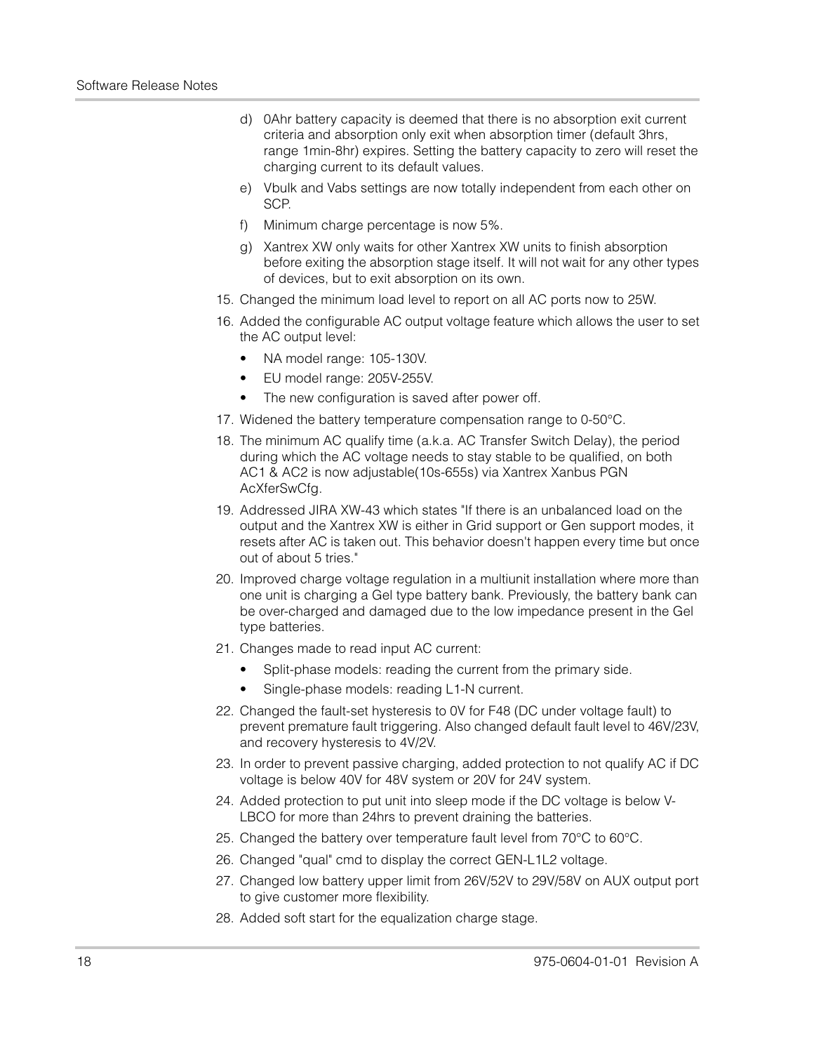d) 0Ahr battery capacity is deemed that there is no absorption exit current criteria and absorption only exit when absorption timer (default 3hrs, range 1min-8hr) expires. Setting the battery capacity to zero will reset the charging current to its default values.

e) Vbulk and Vabs settings are now totally independent from each other on SCP.

f) Minimum charge percentage is now 5%.

g) Xantrex XW only waits for other Xantrex XW units to finish absorption before exiting the absorption stage itself. It will not wait for any other types of devices, but to exit absorption on its own.

15. Changed the minimum load level to report on all AC ports now to 25W.
16. Added the configurable AC output voltage feature which allows the user to set the AC output level:
    - NA model range: 105-130V.
    - EU model range: 205V-255V.
    - The new configuration is saved after power off.
17. Widened the battery temperature compensation range to 0-50°C.
18. The minimum AC qualify time (a.k.a. AC Transfer Switch Delay), the period during which the AC voltage needs to stay stable to be qualified, on both AC1 & AC2 is now adjustable(10s-655s) via Xantrex Xanbus PGN AcXferSwCfg.
19. Addressed JIRA XW-43 which states "If there is an unbalanced load on the output and the Xantrex XW is either in Grid support or Gen support modes, it resets after AC is taken out. This behavior doesn't happen every time but once out of about 5 tries."
20. Improved charge voltage regulation in a multiunit installation where more than one unit is charging a Gel type battery bank. Previously, the battery bank can be over-charged and damaged due to the low impedance present in the Gel type batteries.
21. Changes made to read input AC current:
    - Split-phase models: reading the current from the primary side.
    - Single-phase models: reading L1-N current.
22. Changed the fault-set hysteresis to 0V for F48 (DC under voltage fault) to prevent premature fault triggering. Also changed default fault level to 46V/23V, and recovery hysteresis to 4V/2V.
23. In order to prevent passive charging, added protection to not qualify AC if DC voltage is below 40V for 48V system or 20V for 24V system.
24. Added protection to put unit into sleep mode if the DC voltage is below V-LBCO for more than 24hrs to prevent draining the batteries.
25. Changed the battery over temperature fault level from 70°C to 60°C.
26. Changed "qual" cmd to display the correct GEN-L1L2 voltage.
27. Changed low battery upper limit from 26V/52V to 29V/58V on AUX output port to give customer more flexibility.
28. Added soft start for the equalization charge stage.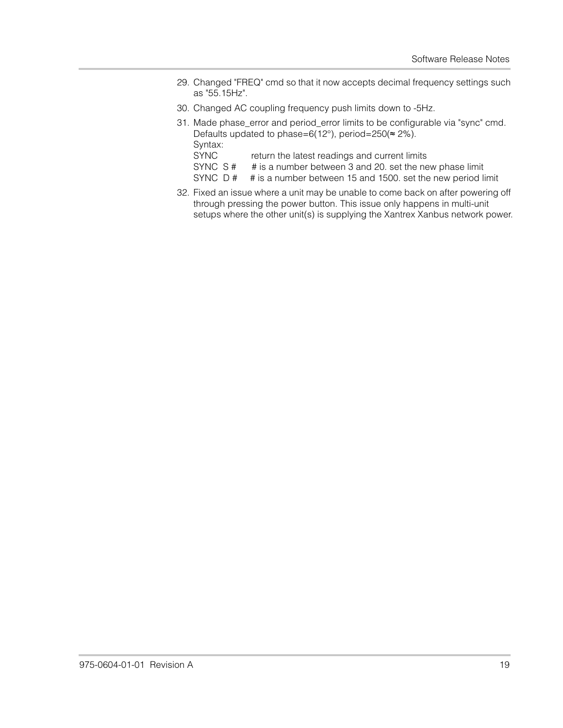29. Changed "FREQ" cmd so that it now accepts decimal frequency settings such as "55.15Hz".
30. Changed AC coupling frequency push limits down to -5Hz.
31. Made phase_error and period_error limits to be configurable via "sync" cmd. Defaults updated to phase=6(12°), period=250(≈ 2%).
    Syntax:
    SYNC return the latest readings and current limits
    SYNC S # # is a number between 3 and 20. set the new phase limit
    SYNC D # # is a number between 15 and 1500. set the new period limit
32. Fixed an issue where a unit may be unable to come back on after powering off through pressing the power button. This issue only happens in multi-unit setups where the other unit(s) is supplying the Xantrex Xanbus network power.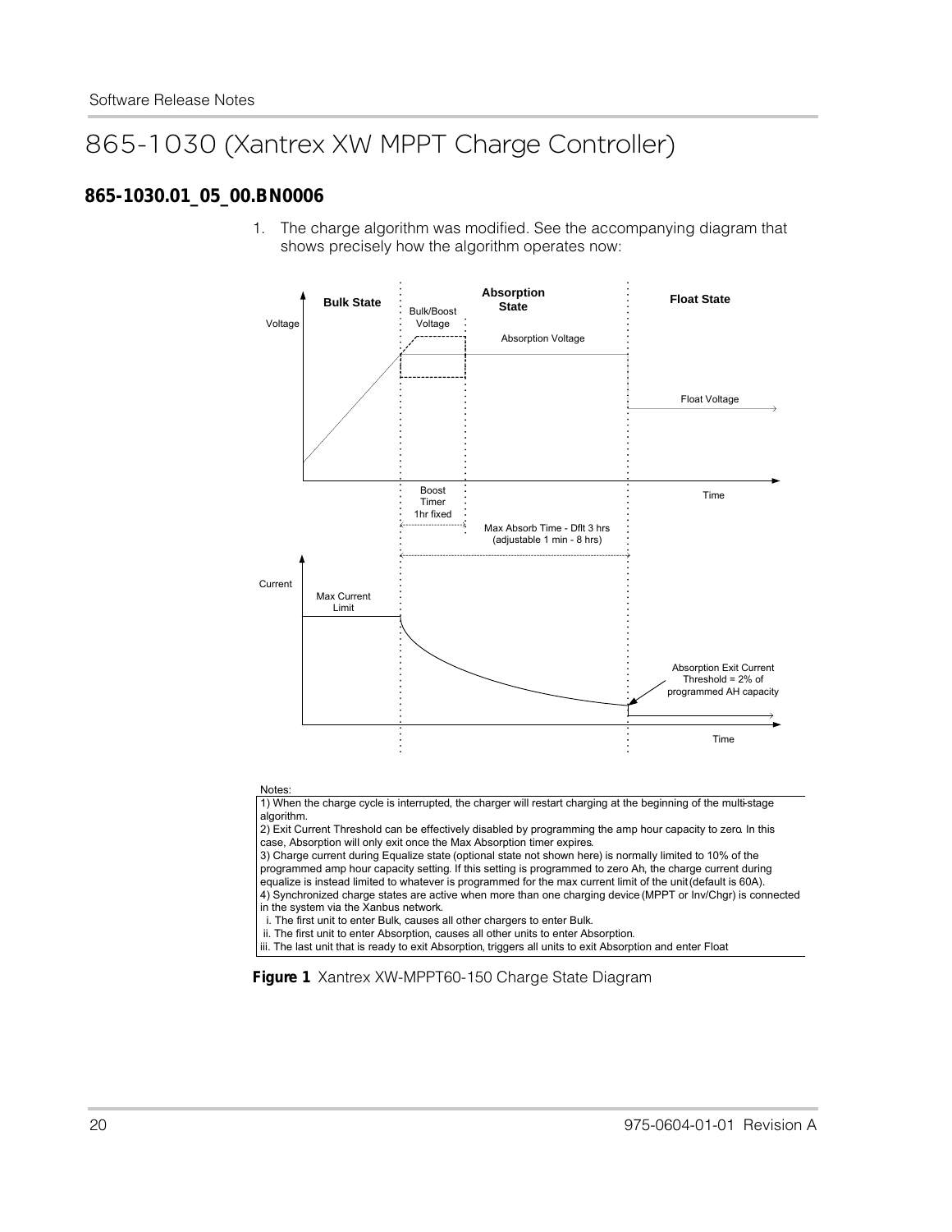# 865-1030 (Xantrex XW MPPT Charge Controller)

## 865-1030.01_05_00.BN0006

1. The charge algorithm was modified. See the accompanying diagram that shows precisely how the algorithm operates now:

Bulk State | Bulk/Boost Voltage | Absorption State | Float State

Voltage | Absorption Voltage | Float Voltage | Time

Boost Timer 1hr fixed | Max Absorb Time - Dflt 3 hrs (adjustable 1 min - 8 hrs)

Current | Max Current Limit | Absorption Exit Current Threshold = 2% of programmed AH capacity | Time

Notes:

1) When the charge cycle is interrupted, the charger will restart charging at the beginning of the multi-stage algorithm.

2) Exit Current Threshold can be effectively disabled by programming the amp hour capacity to zero. In this case, Absorption will only exit once the Max Absorption timer expires.

3) Charge current during Equalize state (optional state not shown here) is normally limited to 10% of the programmed amp hour capacity setting. If this setting is programmed to zero Ah, the charge current during equalize is instead limited to whatever is programmed for the max current limit of the unit (default is 60A).

4) Synchronized charge states are active when more than one charging device (MPPT or Inv/Chgr) is connected in the system via the Xanbus network.

i. The first unit to enter Bulk, causes all other chargers to enter Bulk.

ii. The first unit to enter Absorption, causes all other units to enter Absorption.

iii. The last unit that is ready to exit Absorption, triggers all units to exit Absorption and enter Float

**Figure 1** Xantrex XW-MPPT60-150 Charge State Diagram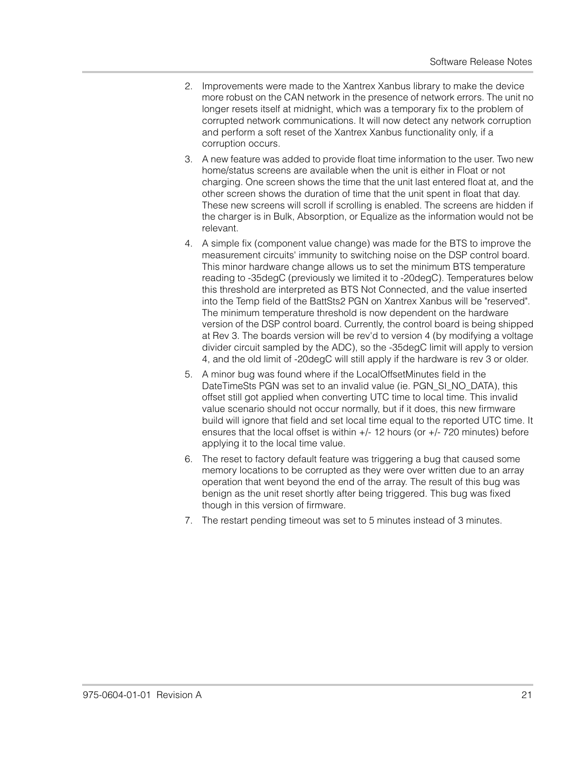2. Improvements were made to the Xantrex Xanbus library to make the device more robust on the CAN network in the presence of network errors. The unit no longer resets itself at midnight, which was a temporary fix to the problem of corrupted network communications. It will now detect any network corruption and perform a soft reset of the Xantrex Xanbus functionality only, if a corruption occurs.
3. A new feature was added to provide float time information to the user. Two new home/status screens are available when the unit is either in Float or not charging. One screen shows the time that the unit last entered float at, and the other screen shows the duration of time that the unit spent in float that day. These new screens will scroll if scrolling is enabled. The screens are hidden if the charger is in Bulk, Absorption, or Equalize as the information would not be relevant.
4. A simple fix (component value change) was made for the BTS to improve the measurement circuits' immunity to switching noise on the DSP control board. This minor hardware change allows us to set the minimum BTS temperature reading to -35degC (previously we limited it to -20degC). Temperatures below this threshold are interpreted as BTS Not Connected, and the value inserted into the Temp field of the BattSts2 PGN on Xantrex Xanbus will be "reserved". The minimum temperature threshold is now dependent on the hardware version of the DSP control board. Currently, the control board is being shipped at Rev 3. The boards version will be rev'd to version 4 (by modifying a voltage divider circuit sampled by the ADC), so the -35degC limit will apply to version 4, and the old limit of -20degC will still apply if the hardware is rev 3 or older.
5. A minor bug was found where if the LocalOffsetMinutes field in the DateTimeSts PGN was set to an invalid value (ie. PGN_SI_NO_DATA), this offset still got applied when converting UTC time to local time. This invalid value scenario should not occur normally, but if it does, this new firmware build will ignore that field and set local time equal to the reported UTC time. It ensures that the local offset is within +/- 12 hours (or +/- 720 minutes) before applying it to the local time value.
6. The reset to factory default feature was triggering a bug that caused some memory locations to be corrupted as they were over written due to an array operation that went beyond the end of the array. The result of this bug was benign as the unit reset shortly after being triggered. This bug was fixed though in this version of firmware.
7. The restart pending timeout was set to 5 minutes instead of 3 minutes.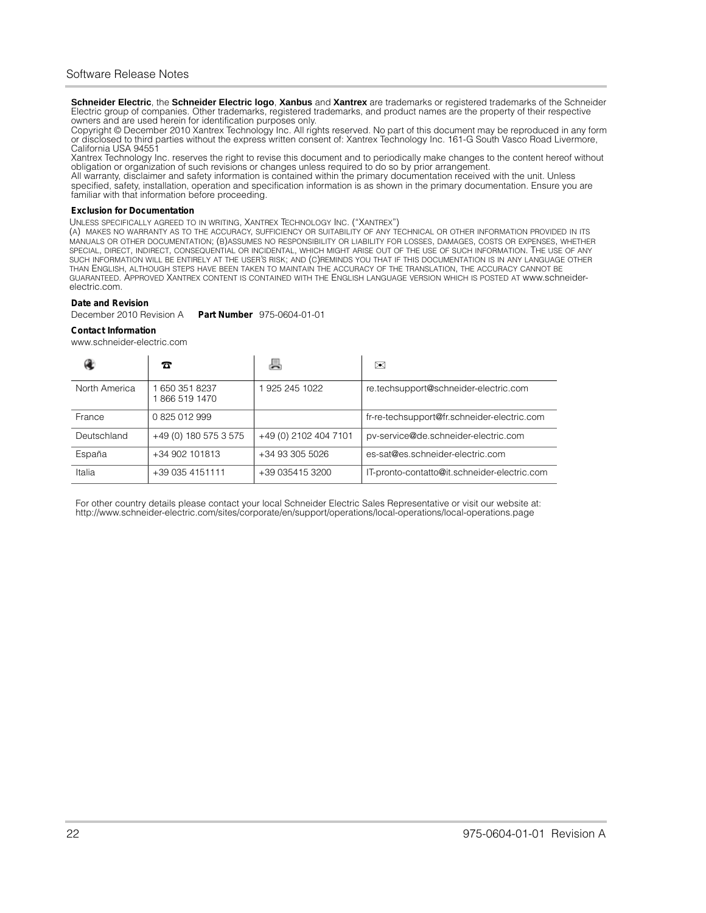**Schneider Electric**, the **Schneider Electric logo**, **Xanbus** and **Xantrex** are trademarks or registered trademarks of the Schneider Electric group of companies. Other trademarks, registered trademarks, and product names are the property of their respective owners and are used herein for identification purposes only.
Copyright © December 2010 Xantrex Technology Inc. All rights reserved. No part of this document may be reproduced in any form or disclosed to third parties without the express written consent of: Xantrex Technology Inc. 161-G South Vasco Road Livermore, California USA 94551
Xantrex Technology Inc. reserves the right to revise this document and to periodically make changes to the content hereof without obligation or organization of such revisions or changes unless required to do so by prior arrangement.
All warranty, disclaimer and safety information is contained within the primary documentation received with the unit. Unless specified, safety, installation, operation and specification information is as shown in the primary documentation. Ensure you are familiar with that information before proceeding.

**Exclusion for Documentation**

UNLESS SPECIFICALLY AGREED TO IN WRITING, XANTREX TECHNOLOGY INC. ("XANTREX")
(A) MAKES NO WARRANTY AS TO THE ACCURACY, SUFFICIENCY OR SUITABILITY OF ANY TECHNICAL OR OTHER INFORMATION PROVIDED IN ITS MANUALS OR OTHER DOCUMENTATION; (B)ASSUMES NO RESPONSIBILITY OR LIABILITY FOR LOSSES, DAMAGES, COSTS OR EXPENSES, WHETHER SPECIAL, DIRECT, INDIRECT, CONSEQUENTIAL OR INCIDENTAL, WHICH MIGHT ARISE OUT OF THE USE OF SUCH INFORMATION. THE USE OF ANY SUCH INFORMATION WILL BE ENTIRELY AT THE USER'S RISK; AND (C)REMINDS YOU THAT IF THIS DOCUMENTATION IS IN ANY LANGUAGE OTHER THAN ENGLISH, ALTHOUGH STEPS HAVE BEEN TAKEN TO MAINTAIN THE ACCURACY OF THE TRANSLATION, THE ACCURACY CANNOT BE GUARANTEED. APPROVED XANTREX CONTENT IS CONTAINED WITH THE ENGLISH LANGUAGE VERSION WHICH IS POSTED AT www.schneider-electric.com.

**Date and Revision**

December 2010 Revision A **Part Number** 975-0604-01-01

**Contact Information**

www.schneider-electric.com

| 🌐 | ☎ | 🖷 | ✉ |
|---|---|---|---|
| North America | 1 650 351 8237<br>1 866 519 1470 | 1 925 245 1022 | re.techsupport@schneider-electric.com |
| France | 0 825 012 999 | | fr-re-techsupport@fr.schneider-electric.com |
| Deutschland | +49 (0) 180 575 3 575 | +49 (0) 2102 404 7101 | pv-service@de.schneider-electric.com |
| España | +34 902 101813 | +34 93 305 5026 | es-sat@es.schneider-electric.com |
| Italia | +39 035 4151111 | +39 035415 3200 | IT-pronto-contatto@it.schneider-electric.com |

For other country details please contact your local Schneider Electric Sales Representative or visit our website at:
http://www.schneider-electric.com/sites/corporate/en/support/operations/local-operations/local-operations.page